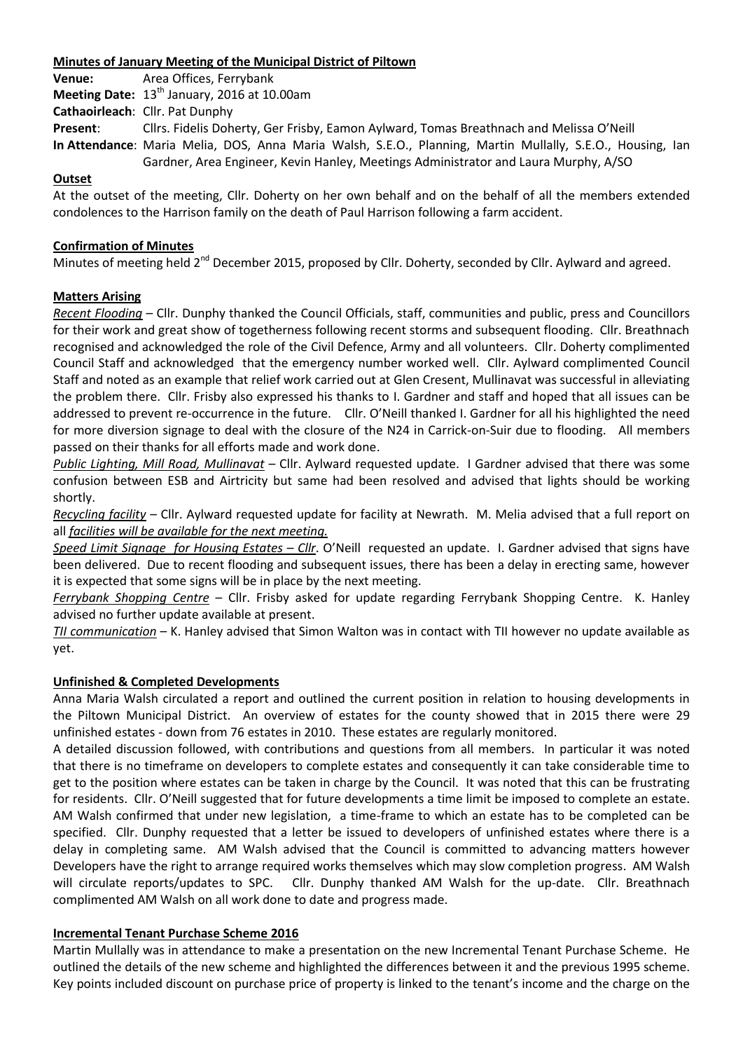**Minutes of January Meeting of the Municipal District of Piltown**

**Venue:** Area Offices, Ferrybank

**Meeting Date:** 13th January, 2016 at 10.00am

**Cathaoirleach**: Cllr. Pat Dunphy

**Present**: Cllrs. Fidelis Doherty, Ger Frisby, Eamon Aylward, Tomas Breathnach and Melissa O'Neill

**In Attendance**: Maria Melia, DOS, Anna Maria Walsh, S.E.O., Planning, Martin Mullally, S.E.O., Housing, Ian Gardner, Area Engineer, Kevin Hanley, Meetings Administrator and Laura Murphy, A/SO

**Outset**

At the outset of the meeting, Cllr. Doherty on her own behalf and on the behalf of all the members extended condolences to the Harrison family on the death of Paul Harrison following a farm accident.

**Confirmation of Minutes**

Minutes of meeting held 2nd December 2015, proposed by Cllr. Doherty, seconded by Cllr. Aylward and agreed.

**Matters Arising**

*Recent Flooding* – Cllr. Dunphy thanked the Council Officials, staff, communities and public, press and Councillors for their work and great show of togetherness following recent storms and subsequent flooding. Cllr. Breathnach recognised and acknowledged the role of the Civil Defence, Army and all volunteers. Cllr. Doherty complimented Council Staff and acknowledged that the emergency number worked well. Cllr. Aylward complimented Council Staff and noted as an example that relief work carried out at Glen Cresent, Mullinavat was successful in alleviating the problem there. Cllr. Frisby also expressed his thanks to I. Gardner and staff and hoped that all issues can be addressed to prevent re-occurrence in the future. Cllr. O'Neill thanked I. Gardner for all his highlighted the need for more diversion signage to deal with the closure of the N24 in Carrick-on-Suir due to flooding. All members passed on their thanks for all efforts made and work done.

*Public Lighting, Mill Road, Mullinavat* – Cllr. Aylward requested update. I Gardner advised that there was some confusion between ESB and Airtricity but same had been resolved and advised that lights should be working shortly.

*Recycling facility* – Cllr. Aylward requested update for facility at Newrath. M. Melia advised that a full report on all *facilities will be available for the next meeting.*

*Speed Limit Signage for Housing Estates – Cllr*. O'Neill requested an update. I. Gardner advised that signs have been delivered. Due to recent flooding and subsequent issues, there has been a delay in erecting same, however it is expected that some signs will be in place by the next meeting.

*Ferrybank Shopping Centre* – Cllr. Frisby asked for update regarding Ferrybank Shopping Centre. K. Hanley advised no further update available at present.

*TII communication* – K. Hanley advised that Simon Walton was in contact with TII however no update available as yet.

**Unfinished & Completed Developments**

Anna Maria Walsh circulated a report and outlined the current position in relation to housing developments in the Piltown Municipal District. An overview of estates for the county showed that in 2015 there were 29 unfinished estates - down from 76 estates in 2010. These estates are regularly monitored.

A detailed discussion followed, with contributions and questions from all members. In particular it was noted that there is no timeframe on developers to complete estates and consequently it can take considerable time to get to the position where estates can be taken in charge by the Council. It was noted that this can be frustrating for residents. Cllr. O'Neill suggested that for future developments a time limit be imposed to complete an estate. AM Walsh confirmed that under new legislation, a time-frame to which an estate has to be completed can be specified. Cllr. Dunphy requested that a letter be issued to developers of unfinished estates where there is a delay in completing same. AM Walsh advised that the Council is committed to advancing matters however Developers have the right to arrange required works themselves which may slow completion progress. AM Walsh will circulate reports/updates to SPC. Cllr. Dunphy thanked AM Walsh for the up-date. Cllr. Breathnach complimented AM Walsh on all work done to date and progress made.

**Incremental Tenant Purchase Scheme 2016**

Martin Mullally was in attendance to make a presentation on the new Incremental Tenant Purchase Scheme. He outlined the details of the new scheme and highlighted the differences between it and the previous 1995 scheme. Key points included discount on purchase price of property is linked to the tenant's income and the charge on the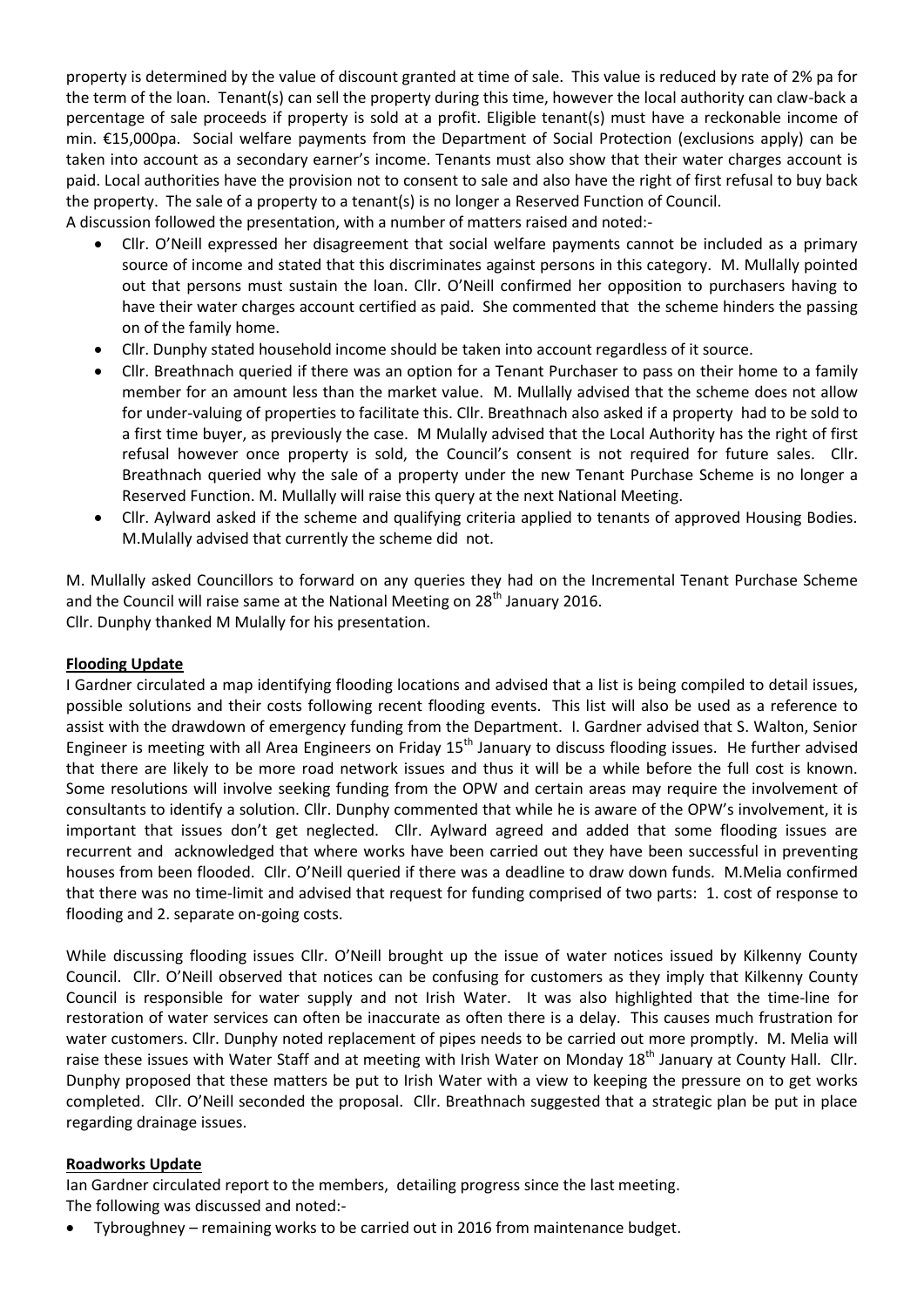property is determined by the value of discount granted at time of sale. This value is reduced by rate of 2% pa for the term of the loan. Tenant(s) can sell the property during this time, however the local authority can claw-back a percentage of sale proceeds if property is sold at a profit. Eligible tenant(s) must have a reckonable income of min. €15,000pa. Social welfare payments from the Department of Social Protection (exclusions apply) can be taken into account as a secondary earner's income. Tenants must also show that their water charges account is paid. Local authorities have the provision not to consent to sale and also have the right of first refusal to buy back the property. The sale of a property to a tenant(s) is no longer a Reserved Function of Council.

A discussion followed the presentation, with a number of matters raised and noted:-

- Cllr. O'Neill expressed her disagreement that social welfare payments cannot be included as a primary source of income and stated that this discriminates against persons in this category. M. Mullally pointed out that persons must sustain the loan. Cllr. O'Neill confirmed her opposition to purchasers having to have their water charges account certified as paid. She commented that the scheme hinders the passing on of the family home.
- Cllr. Dunphy stated household income should be taken into account regardless of it source.
- Cllr. Breathnach queried if there was an option for a Tenant Purchaser to pass on their home to a family member for an amount less than the market value. M. Mullally advised that the scheme does not allow for under-valuing of properties to facilitate this. Cllr. Breathnach also asked if a property had to be sold to a first time buyer, as previously the case. M Mulally advised that the Local Authority has the right of first refusal however once property is sold, the Council's consent is not required for future sales. Cllr. Breathnach queried why the sale of a property under the new Tenant Purchase Scheme is no longer a Reserved Function. M. Mullally will raise this query at the next National Meeting.
- Cllr. Aylward asked if the scheme and qualifying criteria applied to tenants of approved Housing Bodies. M.Mulally advised that currently the scheme did not.

M. Mullally asked Councillors to forward on any queries they had on the Incremental Tenant Purchase Scheme and the Council will raise same at the National Meeting on 28th January 2016.
Cllr. Dunphy thanked M Mulally for his presentation.

**Flooding Update**

I Gardner circulated a map identifying flooding locations and advised that a list is being compiled to detail issues, possible solutions and their costs following recent flooding events. This list will also be used as a reference to assist with the drawdown of emergency funding from the Department. I. Gardner advised that S. Walton, Senior Engineer is meeting with all Area Engineers on Friday 15th January to discuss flooding issues. He further advised that there are likely to be more road network issues and thus it will be a while before the full cost is known. Some resolutions will involve seeking funding from the OPW and certain areas may require the involvement of consultants to identify a solution. Cllr. Dunphy commented that while he is aware of the OPW's involvement, it is important that issues don't get neglected. Cllr. Aylward agreed and added that some flooding issues are recurrent and acknowledged that where works have been carried out they have been successful in preventing houses from been flooded. Cllr. O'Neill queried if there was a deadline to draw down funds. M.Melia confirmed that there was no time-limit and advised that request for funding comprised of two parts: 1. cost of response to flooding and 2. separate on-going costs.

While discussing flooding issues Cllr. O'Neill brought up the issue of water notices issued by Kilkenny County Council. Cllr. O'Neill observed that notices can be confusing for customers as they imply that Kilkenny County Council is responsible for water supply and not Irish Water. It was also highlighted that the time-line for restoration of water services can often be inaccurate as often there is a delay. This causes much frustration for water customers. Cllr. Dunphy noted replacement of pipes needs to be carried out more promptly. M. Melia will raise these issues with Water Staff and at meeting with Irish Water on Monday 18th January at County Hall. Cllr. Dunphy proposed that these matters be put to Irish Water with a view to keeping the pressure on to get works completed. Cllr. O'Neill seconded the proposal. Cllr. Breathnach suggested that a strategic plan be put in place regarding drainage issues.

**Roadworks Update**

Ian Gardner circulated report to the members, detailing progress since the last meeting.
The following was discussed and noted:-

- Tybroughney – remaining works to be carried out in 2016 from maintenance budget.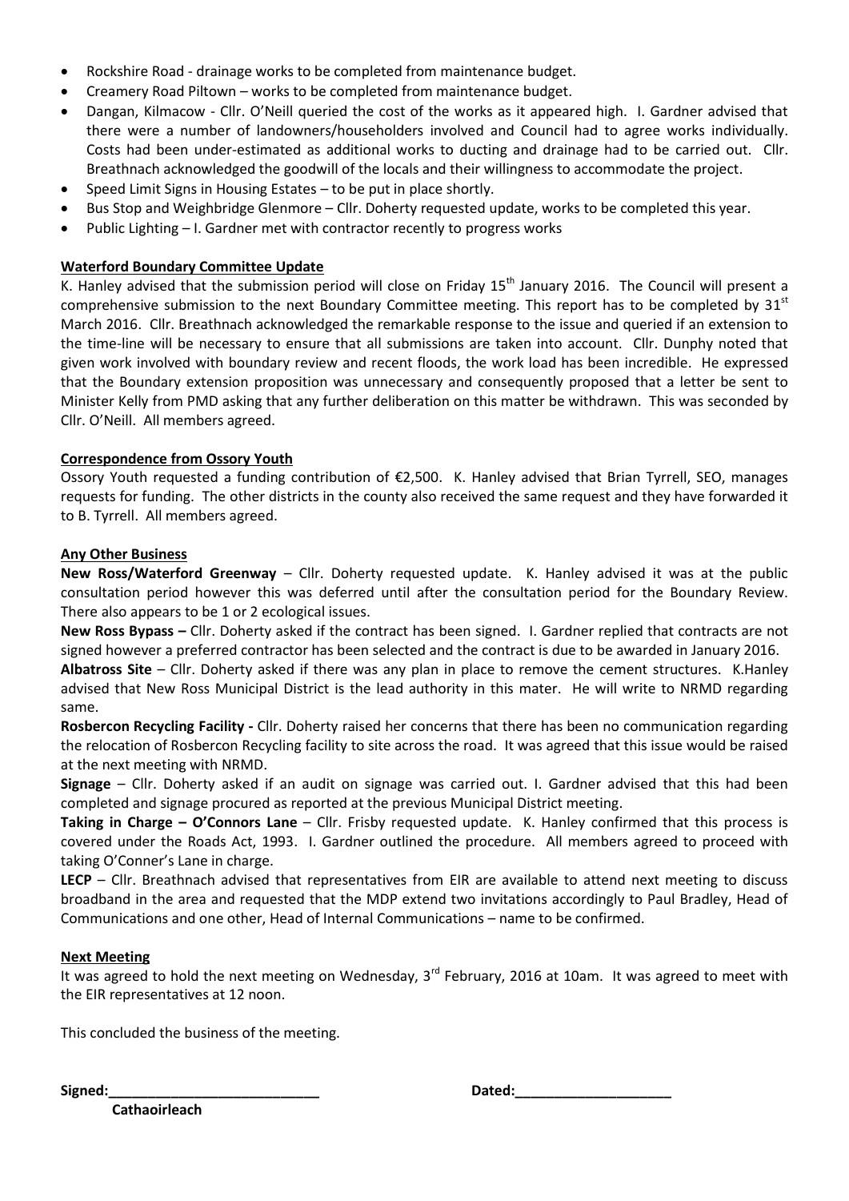- Rockshire Road - drainage works to be completed from maintenance budget.
- Creamery Road Piltown – works to be completed from maintenance budget.
- Dangan, Kilmacow - Cllr. O'Neill queried the cost of the works as it appeared high. I. Gardner advised that there were a number of landowners/householders involved and Council had to agree works individually. Costs had been under-estimated as additional works to ducting and drainage had to be carried out. Cllr. Breathnach acknowledged the goodwill of the locals and their willingness to accommodate the project.
- Speed Limit Signs in Housing Estates – to be put in place shortly.
- Bus Stop and Weighbridge Glenmore – Cllr. Doherty requested update, works to be completed this year.
- Public Lighting – I. Gardner met with contractor recently to progress works

**Waterford Boundary Committee Update**

K. Hanley advised that the submission period will close on Friday 15th January 2016. The Council will present a comprehensive submission to the next Boundary Committee meeting. This report has to be completed by 31st March 2016. Cllr. Breathnach acknowledged the remarkable response to the issue and queried if an extension to the time-line will be necessary to ensure that all submissions are taken into account. Cllr. Dunphy noted that given work involved with boundary review and recent floods, the work load has been incredible. He expressed that the Boundary extension proposition was unnecessary and consequently proposed that a letter be sent to Minister Kelly from PMD asking that any further deliberation on this matter be withdrawn. This was seconded by Cllr. O'Neill. All members agreed.

**Correspondence from Ossory Youth**

Ossory Youth requested a funding contribution of €2,500. K. Hanley advised that Brian Tyrrell, SEO, manages requests for funding. The other districts in the county also received the same request and they have forwarded it to B. Tyrrell. All members agreed.

**Any Other Business**

**New Ross/Waterford Greenway** – Cllr. Doherty requested update. K. Hanley advised it was at the public consultation period however this was deferred until after the consultation period for the Boundary Review. There also appears to be 1 or 2 ecological issues.

**New Ross Bypass –** Cllr. Doherty asked if the contract has been signed. I. Gardner replied that contracts are not signed however a preferred contractor has been selected and the contract is due to be awarded in January 2016.

**Albatross Site** – Cllr. Doherty asked if there was any plan in place to remove the cement structures. K.Hanley advised that New Ross Municipal District is the lead authority in this mater. He will write to NRMD regarding same.

**Rosbercon Recycling Facility -** Cllr. Doherty raised her concerns that there has been no communication regarding the relocation of Rosbercon Recycling facility to site across the road. It was agreed that this issue would be raised at the next meeting with NRMD.

**Signage** – Cllr. Doherty asked if an audit on signage was carried out. I. Gardner advised that this had been completed and signage procured as reported at the previous Municipal District meeting.

**Taking in Charge – O'Connors Lane** – Cllr. Frisby requested update. K. Hanley confirmed that this process is covered under the Roads Act, 1993. I. Gardner outlined the procedure. All members agreed to proceed with taking O'Conner's Lane in charge.

**LECP** – Cllr. Breathnach advised that representatives from EIR are available to attend next meeting to discuss broadband in the area and requested that the MDP extend two invitations accordingly to Paul Bradley, Head of Communications and one other, Head of Internal Communications – name to be confirmed.

**Next Meeting**

It was agreed to hold the next meeting on Wednesday, 3rd February, 2016 at 10am. It was agreed to meet with the EIR representatives at 12 noon.

This concluded the business of the meeting.

**Signed:___________________________** **Dated:____________________**

**Cathaoirleach**